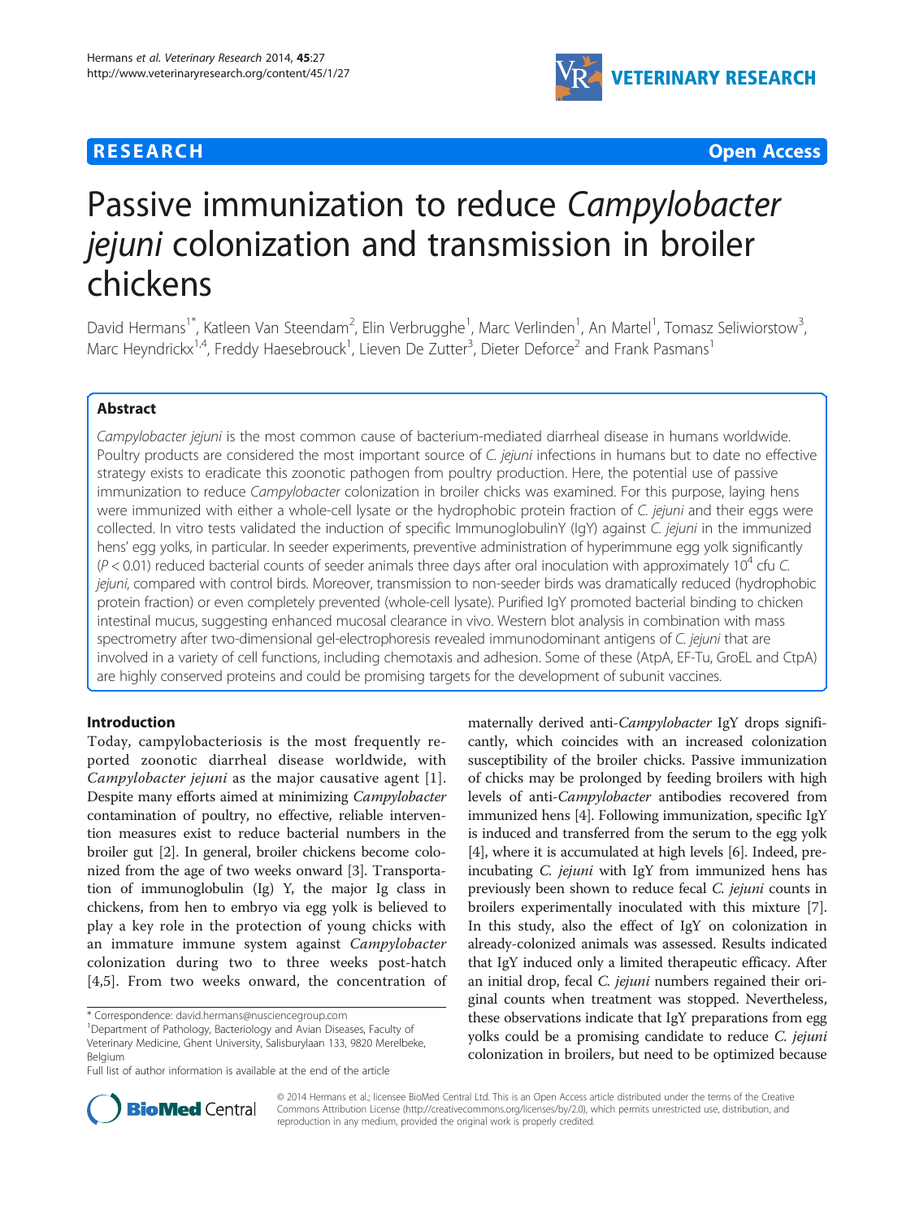**RESEARCH** **Open Access**

# Passive immunization to reduce *Campylobacter jejuni* colonization and transmission in broiler chickens

David Hermans[1*], Katleen Van Steendam[2], Elin Verbrugghe[1], Marc Verlinden[1], An Martel[1], Tomasz Seliwiorstow[3], Marc Heyndrickx[1,4], Freddy Haesebrouck[1], Lieven De Zutter[3], Dieter Deforce[2] and Frank Pasmans[1]

## Abstract

*Campylobacter jejuni* is the most common cause of bacterium-mediated diarrheal disease in humans worldwide. Poultry products are considered the most important source of *C. jejuni* infections in humans but to date no effective strategy exists to eradicate this zoonotic pathogen from poultry production. Here, the potential use of passive immunization to reduce *Campylobacter* colonization in broiler chicks was examined. For this purpose, laying hens were immunized with either a whole-cell lysate or the hydrophobic protein fraction of *C. jejuni* and their eggs were collected. In vitro tests validated the induction of specific ImmunoglobulinY (IgY) against *C. jejuni* in the immunized hens' egg yolks, in particular. In seeder experiments, preventive administration of hyperimmune egg yolk significantly ($P < 0.01$) reduced bacterial counts of seeder animals three days after oral inoculation with approximately $10^4$ cfu *C. jejuni*, compared with control birds. Moreover, transmission to non-seeder birds was dramatically reduced (hydrophobic protein fraction) or even completely prevented (whole-cell lysate). Purified IgY promoted bacterial binding to chicken intestinal mucus, suggesting enhanced mucosal clearance in vivo. Western blot analysis in combination with mass spectrometry after two-dimensional gel-electrophoresis revealed immunodominant antigens of *C. jejuni* that are involved in a variety of cell functions, including chemotaxis and adhesion. Some of these (AtpA, EF-Tu, GroEL and CtpA) are highly conserved proteins and could be promising targets for the development of subunit vaccines.

## Introduction

Today, campylobacteriosis is the most frequently reported zoonotic diarrheal disease worldwide, with *Campylobacter jejuni* as the major causative agent [1]. Despite many efforts aimed at minimizing *Campylobacter* contamination of poultry, no effective, reliable intervention measures exist to reduce bacterial numbers in the broiler gut [2]. In general, broiler chickens become colonized from the age of two weeks onward [3]. Transportation of immunoglobulin (Ig) Y, the major Ig class in chickens, from hen to embryo via egg yolk is believed to play a key role in the protection of young chicks with an immature immune system against *Campylobacter* colonization during two to three weeks post-hatch [4,5]. From two weeks onward, the concentration of maternally derived anti-*Campylobacter* IgY drops significantly, which coincides with an increased colonization susceptibility of the broiler chicks. Passive immunization of chicks may be prolonged by feeding broilers with high levels of anti-*Campylobacter* antibodies recovered from immunized hens [4]. Following immunization, specific IgY is induced and transferred from the serum to the egg yolk [4], where it is accumulated at high levels [6]. Indeed, pre-incubating *C. jejuni* with IgY from immunized hens has previously been shown to reduce fecal *C. jejuni* counts in broilers experimentally inoculated with this mixture [7]. In this study, also the effect of IgY on colonization in already-colonized animals was assessed. Results indicated that IgY induced only a limited therapeutic efficacy. After an initial drop, fecal *C. jejuni* numbers regained their original counts when treatment was stopped. Nevertheless, these observations indicate that IgY preparations from egg yolks could be a promising candidate to reduce *C. jejuni* colonization in broilers, but need to be optimized because

\* Correspondence: david.hermans@nusciencegroup.com
[1]Department of Pathology, Bacteriology and Avian Diseases, Faculty of Veterinary Medicine, Ghent University, Salisburylaan 133, 9820 Merelbeke, Belgium
Full list of author information is available at the end of the article

© 2014 Hermans et al.; licensee BioMed Central Ltd. This is an Open Access article distributed under the terms of the Creative Commons Attribution License (http://creativecommons.org/licenses/by/2.0), which permits unrestricted use, distribution, and reproduction in any medium, provided the original work is properly credited.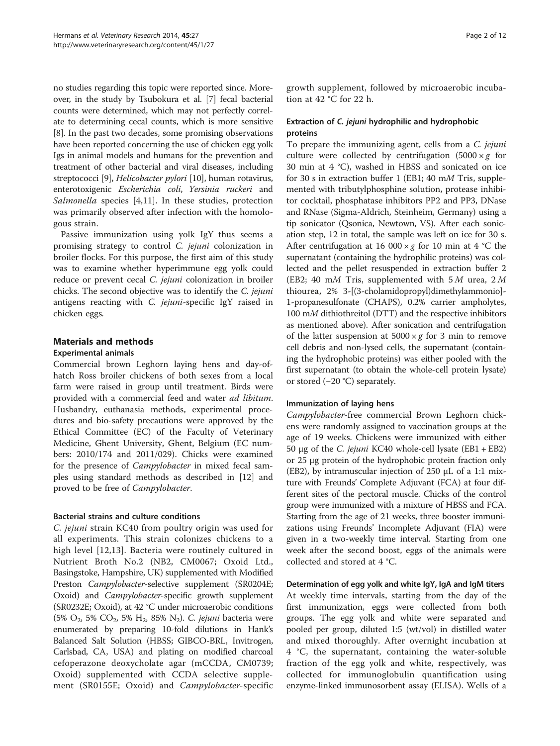no studies regarding this topic were reported since. Moreover, in the study by Tsubokura et al. [7] fecal bacterial counts were determined, which may not perfectly correlate to determining cecal counts, which is more sensitive [8]. In the past two decades, some promising observations have been reported concerning the use of chicken egg yolk Igs in animal models and humans for the prevention and treatment of other bacterial and viral diseases, including streptococci [9], *Helicobacter pylori* [10], human rotavirus, enterotoxigenic *Escherichia coli*, *Yersinia ruckeri* and *Salmonella* species [4,11]. In these studies, protection was primarily observed after infection with the homologous strain.

Passive immunization using yolk IgY thus seems a promising strategy to control *C. jejuni* colonization in broiler flocks. For this purpose, the first aim of this study was to examine whether hyperimmune egg yolk could reduce or prevent cecal *C. jejuni* colonization in broiler chicks. The second objective was to identify the *C. jejuni* antigens reacting with *C. jejuni*-specific IgY raised in chicken eggs.

## Materials and methods

### Experimental animals

Commercial brown Leghorn laying hens and day-of-hatch Ross broiler chickens of both sexes from a local farm were raised in group until treatment. Birds were provided with a commercial feed and water *ad libitum*. Husbandry, euthanasia methods, experimental procedures and bio-safety precautions were approved by the Ethical Committee (EC) of the Faculty of Veterinary Medicine, Ghent University, Ghent, Belgium (EC numbers: 2010/174 and 2011/029). Chicks were examined for the presence of *Campylobacter* in mixed fecal samples using standard methods as described in [12] and proved to be free of *Campylobacter*.

### Bacterial strains and culture conditions

*C. jejuni* strain KC40 from poultry origin was used for all experiments. This strain colonizes chickens to a high level [12,13]. Bacteria were routinely cultured in Nutrient Broth No.2 (NB2, CM0067; Oxoid Ltd., Basingstoke, Hampshire, UK) supplemented with Modified Preston *Campylobacter*-selective supplement (SR0204E; Oxoid) and *Campylobacter*-specific growth supplement (SR0232E; Oxoid), at 42 °C under microaerobic conditions (5% $O_2$, 5% $CO_2$, 5% $H_2$, 85% $N_2$). *C. jejuni* bacteria were enumerated by preparing 10-fold dilutions in Hank's Balanced Salt Solution (HBSS; GIBCO-BRL, Invitrogen, Carlsbad, CA, USA) and plating on modified charcoal cefoperazone deoxycholate agar (mCCDA, CM0739; Oxoid) supplemented with CCDA selective supplement (SR0155E; Oxoid) and *Campylobacter*-specific growth supplement, followed by microaerobic incubation at 42 °C for 22 h.

### Extraction of *C. jejuni* hydrophilic and hydrophobic proteins

To prepare the immunizing agent, cells from a *C. jejuni* culture were collected by centrifugation (5000 × *g* for 30 min at 4 °C), washed in HBSS and sonicated on ice for 30 s in extraction buffer 1 (EB1; 40 m*M* Tris, supplemented with tributylphosphine solution, protease inhibitor cocktail, phosphatase inhibitors PP2 and PP3, DNase and RNase (Sigma-Aldrich, Steinheim, Germany) using a tip sonicator (Qsonica, Newtown, VS). After each sonication step, 12 in total, the sample was left on ice for 30 s. After centrifugation at 16 000 × *g* for 10 min at 4 °C the supernatant (containing the hydrophilic proteins) was collected and the pellet resuspended in extraction buffer 2 (EB2; 40 m*M* Tris, supplemented with 5 *M* urea, 2 *M* thiourea, 2% 3-[(3-cholamidopropyl)dimethylammonio]-1-propanesulfonate (CHAPS), 0.2% carrier ampholytes, 100 m*M* dithiothreitol (DTT) and the respective inhibitors as mentioned above). After sonication and centrifugation of the latter suspension at 5000 × *g* for 3 min to remove cell debris and non-lysed cells, the supernatant (containing the hydrophobic proteins) was either pooled with the first supernatant (to obtain the whole-cell protein lysate) or stored (−20 °C) separately.

### Immunization of laying hens

*Campylobacter*-free commercial Brown Leghorn chickens were randomly assigned to vaccination groups at the age of 19 weeks. Chickens were immunized with either 50 μg of the *C. jejuni* KC40 whole-cell lysate (EB1 + EB2) or 25 μg protein of the hydrophobic protein fraction only (EB2), by intramuscular injection of 250 μL of a 1:1 mixture with Freunds' Complete Adjuvant (FCA) at four different sites of the pectoral muscle. Chicks of the control group were immunized with a mixture of HBSS and FCA. Starting from the age of 21 weeks, three booster immunizations using Freunds' Incomplete Adjuvant (FIA) were given in a two-weekly time interval. Starting from one week after the second boost, eggs of the animals were collected and stored at 4 °C.

### Determination of egg yolk and white IgY, IgA and IgM titers

At weekly time intervals, starting from the day of the first immunization, eggs were collected from both groups. The egg yolk and white were separated and pooled per group, diluted 1:5 (wt/vol) in distilled water and mixed thoroughly. After overnight incubation at 4 °C, the supernatant, containing the water-soluble fraction of the egg yolk and white, respectively, was collected for immunoglobulin quantification using enzyme-linked immunosorbent assay (ELISA). Wells of a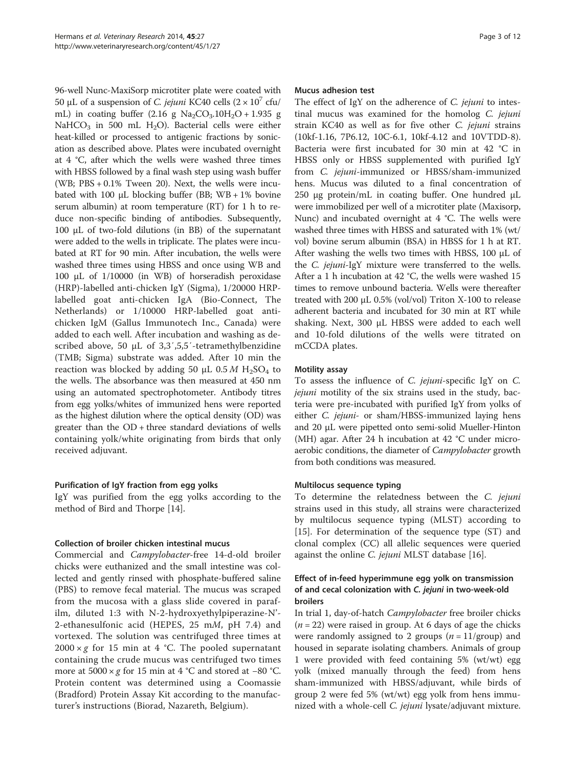96-well Nunc-MaxiSorp microtiter plate were coated with 50 μL of a suspension of *C. jejuni* KC40 cells ($2 \times 10^7$ cfu/mL) in coating buffer (2.16 g $Na_2CO_3.10H_2O$ + 1.935 g $NaHCO_3$ in 500 mL $H_2O$). Bacterial cells were either heat-killed or processed to antigenic fractions by sonication as described above. Plates were incubated overnight at 4 °C, after which the wells were washed three times with HBSS followed by a final wash step using wash buffer (WB; PBS + 0.1% Tween 20). Next, the wells were incubated with 100 μL blocking buffer (BB; WB + 1% bovine serum albumin) at room temperature (RT) for 1 h to reduce non-specific binding of antibodies. Subsequently, 100 μL of two-fold dilutions (in BB) of the supernatant were added to the wells in triplicate. The plates were incubated at RT for 90 min. After incubation, the wells were washed three times using HBSS and once using WB and 100 μL of 1/10000 (in WB) of horseradish peroxidase (HRP)-labelled anti-chicken IgY (Sigma), 1/20000 HRP-labelled goat anti-chicken IgA (Bio-Connect, The Netherlands) or 1/10000 HRP-labelled goat anti-chicken IgM (Gallus Immunotech Inc., Canada) were added to each well. After incubation and washing as described above, 50 μL of 3,3′,5,5′-tetramethylbenzidine (TMB; Sigma) substrate was added. After 10 min the reaction was blocked by adding 50 μL 0.5 *M* $H_2SO_4$ to the wells. The absorbance was then measured at 450 nm using an automated spectrophotometer. Antibody titres from egg yolks/whites of immunized hens were reported as the highest dilution where the optical density (OD) was greater than the OD + three standard deviations of wells containing yolk/white originating from birds that only received adjuvant.

#### Purification of IgY fraction from egg yolks

IgY was purified from the egg yolks according to the method of Bird and Thorpe [14].

#### Collection of broiler chicken intestinal mucus

Commercial and *Campylobacter*-free 14-d-old broiler chicks were euthanized and the small intestine was collected and gently rinsed with phosphate-buffered saline (PBS) to remove fecal material. The mucus was scraped from the mucosa with a glass slide covered in parafilm, diluted 1:3 with N-2-hydroxyethylpiperazine-N′-2-ethanesulfonic acid (HEPES, 25 m*M*, pH 7.4) and vortexed. The solution was centrifuged three times at $2000 \times g$ for 15 min at 4 °C. The pooled supernatant containing the crude mucus was centrifuged two times more at $5000 \times g$ for 15 min at 4 °C and stored at −80 °C. Protein content was determined using a Coomassie (Bradford) Protein Assay Kit according to the manufacturer's instructions (Biorad, Nazareth, Belgium).

#### Mucus adhesion test

The effect of IgY on the adherence of *C. jejuni* to intestinal mucus was examined for the homolog *C. jejuni* strain KC40 as well as for five other *C. jejuni* strains (10kf-1.16, 7P6.12, 10C-6.1, 10kf-4.12 and 10VTDD-8). Bacteria were first incubated for 30 min at 42 °C in HBSS only or HBSS supplemented with purified IgY from *C. jejuni*-immunized or HBSS/sham-immunized hens. Mucus was diluted to a final concentration of 250 μg protein/mL in coating buffer. One hundred μL were immobilized per well of a microtiter plate (Maxisorp, Nunc) and incubated overnight at 4 °C. The wells were washed three times with HBSS and saturated with 1% (wt/vol) bovine serum albumin (BSA) in HBSS for 1 h at RT. After washing the wells two times with HBSS, 100 μL of the *C. jejuni*-IgY mixture were transferred to the wells. After a 1 h incubation at 42 °C, the wells were washed 15 times to remove unbound bacteria. Wells were thereafter treated with 200 μL 0.5% (vol/vol) Triton X-100 to release adherent bacteria and incubated for 30 min at RT while shaking. Next, 300 μL HBSS were added to each well and 10-fold dilutions of the wells were titrated on mCCDA plates.

#### Motility assay

To assess the influence of *C. jejuni*-specific IgY on *C. jejuni* motility of the six strains used in the study, bacteria were pre-incubated with purified IgY from yolks of either *C. jejuni*- or sham/HBSS-immunized laying hens and 20 μL were pipetted onto semi-solid Mueller-Hinton (MH) agar. After 24 h incubation at 42 °C under microaerobic conditions, the diameter of *Campylobacter* growth from both conditions was measured.

#### Multilocus sequence typing

To determine the relatedness between the *C. jejuni* strains used in this study, all strains were characterized by multilocus sequence typing (MLST) according to [15]. For determination of the sequence type (ST) and clonal complex (CC) all allelic sequences were queried against the online *C. jejuni* MLST database [16].

#### Effect of in-feed hyperimmune egg yolk on transmission of and cecal colonization with *C. jejuni* in two-week-old broilers

In trial 1, day-of-hatch *Campylobacter* free broiler chicks ($n = 22$) were raised in group. At 6 days of age the chicks were randomly assigned to 2 groups ($n = 11$/group) and housed in separate isolating chambers. Animals of group 1 were provided with feed containing 5% (wt/wt) egg yolk (mixed manually through the feed) from hens sham-immunized with HBSS/adjuvant, while birds of group 2 were fed 5% (wt/wt) egg yolk from hens immunized with a whole-cell *C. jejuni* lysate/adjuvant mixture.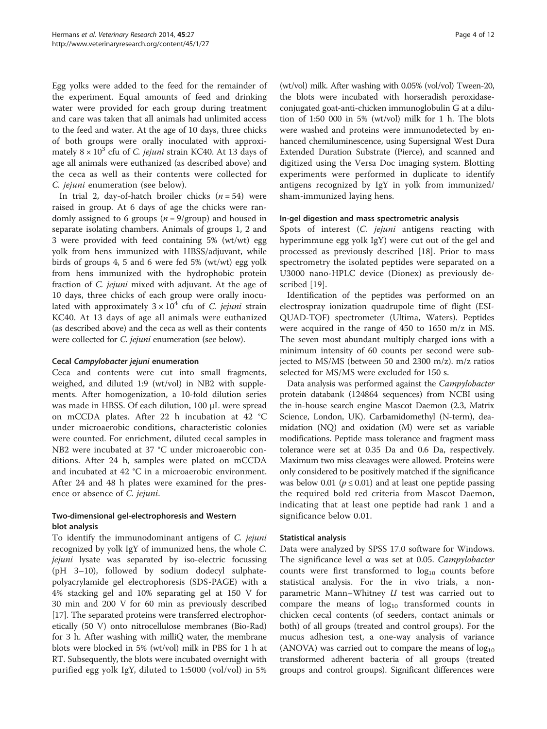Egg yolks were added to the feed for the remainder of the experiment. Equal amounts of feed and drinking water were provided for each group during treatment and care was taken that all animals had unlimited access to the feed and water. At the age of 10 days, three chicks of both groups were orally inoculated with approximately $8 \times 10^3$ cfu of *C. jejuni* strain KC40. At 13 days of age all animals were euthanized (as described above) and the ceca as well as their contents were collected for *C. jejuni* enumeration (see below).

In trial 2, day-of-hatch broiler chicks ($n = 54$) were raised in group. At 6 days of age the chicks were randomly assigned to 6 groups ($n = 9$/group) and housed in separate isolating chambers. Animals of groups 1, 2 and 3 were provided with feed containing 5% (wt/wt) egg yolk from hens immunized with HBSS/adjuvant, while birds of groups 4, 5 and 6 were fed 5% (wt/wt) egg yolk from hens immunized with the hydrophobic protein fraction of *C. jejuni* mixed with adjuvant. At the age of 10 days, three chicks of each group were orally inoculated with approximately $3 \times 10^4$ cfu of *C. jejuni* strain KC40. At 13 days of age all animals were euthanized (as described above) and the ceca as well as their contents were collected for *C. jejuni* enumeration (see below).

### Cecal *Campylobacter jejuni* enumeration

Ceca and contents were cut into small fragments, weighed, and diluted 1:9 (wt/vol) in NB2 with supplements. After homogenization, a 10-fold dilution series was made in HBSS. Of each dilution, 100 μL were spread on mCCDA plates. After 22 h incubation at 42 °C under microaerobic conditions, characteristic colonies were counted. For enrichment, diluted cecal samples in NB2 were incubated at 37 °C under microaerobic conditions. After 24 h, samples were plated on mCCDA and incubated at 42 °C in a microaerobic environment. After 24 and 48 h plates were examined for the presence or absence of *C. jejuni*.

### Two-dimensional gel-electrophoresis and Western blot analysis

To identify the immunodominant antigens of *C. jejuni* recognized by yolk IgY of immunized hens, the whole *C. jejuni* lysate was separated by iso-electric focussing (pH 3–10), followed by sodium dodecyl sulphate-polyacrylamide gel electrophoresis (SDS-PAGE) with a 4% stacking gel and 10% separating gel at 150 V for 30 min and 200 V for 60 min as previously described [17]. The separated proteins were transferred electrophoretically (50 V) onto nitrocellulose membranes (Bio-Rad) for 3 h. After washing with milliQ water, the membrane blots were blocked in 5% (wt/vol) milk in PBS for 1 h at RT. Subsequently, the blots were incubated overnight with purified egg yolk IgY, diluted to 1:5000 (vol/vol) in 5% (wt/vol) milk. After washing with 0.05% (vol/vol) Tween-20, the blots were incubated with horseradish peroxidase-conjugated goat-anti-chicken immunoglobulin G at a dilution of 1:50 000 in 5% (wt/vol) milk for 1 h. The blots were washed and proteins were immunodetected by enhanced chemiluminescence, using Supersignal West Dura Extended Duration Substrate (Pierce), and scanned and digitized using the Versa Doc imaging system. Blotting experiments were performed in duplicate to identify antigens recognized by IgY in yolk from immunized/sham-immunized laying hens.

### In-gel digestion and mass spectrometric analysis

Spots of interest (*C. jejuni* antigens reacting with hyperimmune egg yolk IgY) were cut out of the gel and processed as previously described [18]. Prior to mass spectrometry the isolated peptides were separated on a U3000 nano-HPLC device (Dionex) as previously described [19].

Identification of the peptides was performed on an electrospray ionization quadrupole time of flight (ESI-QUAD-TOF) spectrometer (Ultima, Waters). Peptides were acquired in the range of 450 to 1650 m/z in MS. The seven most abundant multiply charged ions with a minimum intensity of 60 counts per second were subjected to MS/MS (between 50 and 2300 m/z). m/z ratios selected for MS/MS were excluded for 150 s.

Data analysis was performed against the *Campylobacter* protein databank (124864 sequences) from NCBI using the in-house search engine Mascot Daemon (2.3, Matrix Science, London, UK). Carbamidomethyl (N-term), deamidation (NQ) and oxidation (M) were set as variable modifications. Peptide mass tolerance and fragment mass tolerance were set at 0.35 Da and 0.6 Da, respectively. Maximum two miss cleavages were allowed. Proteins were only considered to be positively matched if the significance was below 0.01 ($p \leq 0.01$) and at least one peptide passing the required bold red criteria from Mascot Daemon, indicating that at least one peptide had rank 1 and a significance below 0.01.

### Statistical analysis

Data were analyzed by SPSS 17.0 software for Windows. The significance level α was set at 0.05. *Campylobacter* counts were first transformed to $\log_{10}$ counts before statistical analysis. For the in vivo trials, a non-parametric Mann–Whitney *U* test was carried out to compare the means of $\log_{10}$ transformed counts in chicken cecal contents (of seeders, contact animals or both) of all groups (treated and control groups). For the mucus adhesion test, a one-way analysis of variance (ANOVA) was carried out to compare the means of $\log_{10}$ transformed adherent bacteria of all groups (treated groups and control groups). Significant differences were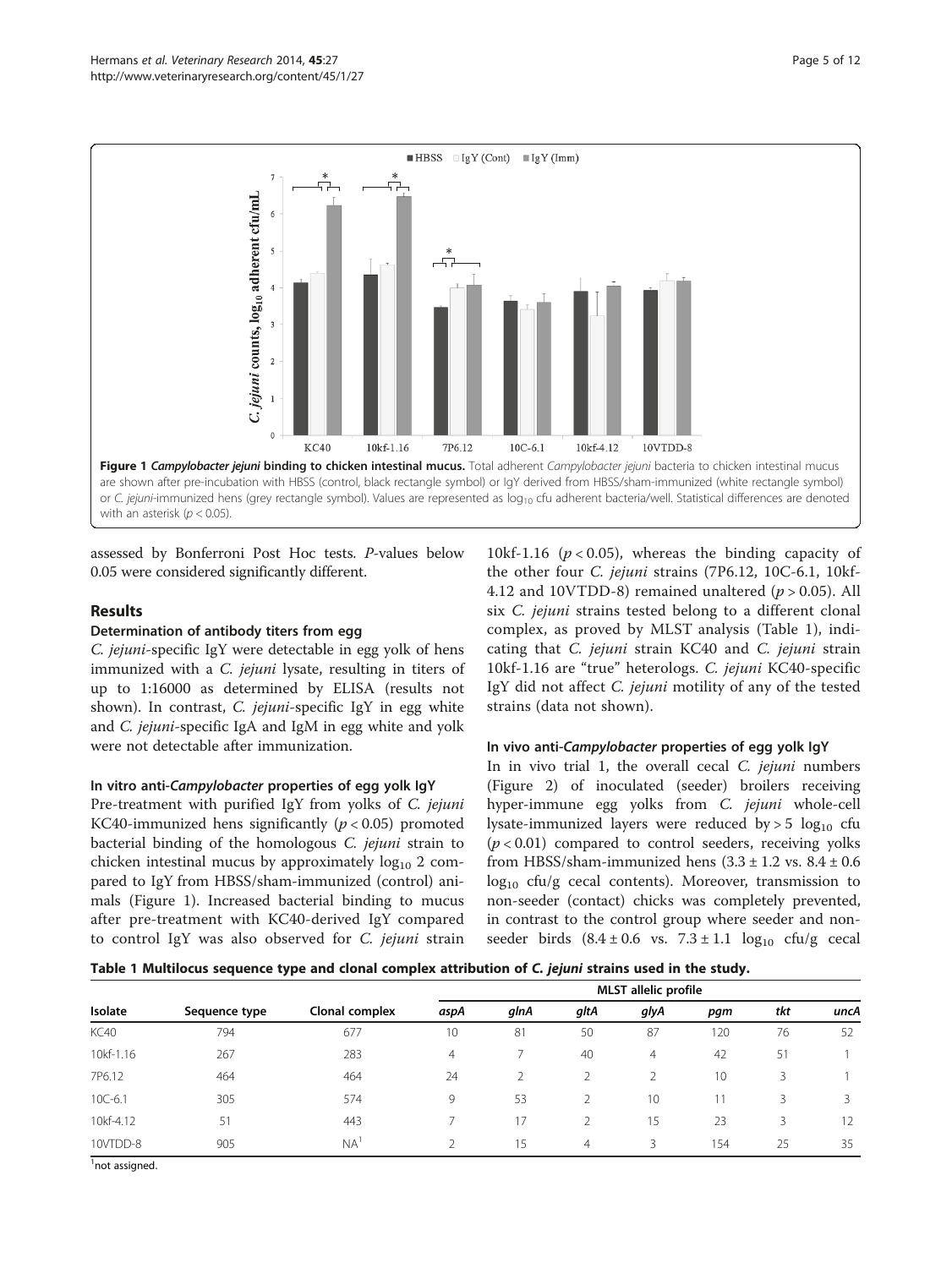■ HBSS □ IgY (Cont) ■ IgY (Imm)

C. jejuni counts, $\log_{10}$ adherent cfu/mL

0
1
2
3
4
5
6
7

*
*
*

KC40
10kf-1.16
7P6.12
10C-6.1
10kf-4.12
10VTDD-8

**Figure 1** ***Campylobacter jejuni*** **binding to chicken intestinal mucus.** Total adherent *Campylobacter jejuni* bacteria to chicken intestinal mucus are shown after pre-incubation with HBSS (control, black rectangle symbol) or IgY derived from HBSS/sham-immunized (white rectangle symbol) or *C. jejuni*-immunized hens (grey rectangle symbol). Values are represented as $\log_{10}$ cfu adherent bacteria/well. Statistical differences are denoted with an asterisk ($p < 0.05$).

assessed by Bonferroni Post Hoc tests. *P*-values below 0.05 were considered significantly different.

## Results

### Determination of antibody titers from egg

*C. jejuni*-specific IgY were detectable in egg yolk of hens immunized with a *C. jejuni* lysate, resulting in titers of up to 1:16000 as determined by ELISA (results not shown). In contrast, *C. jejuni*-specific IgY in egg white and *C. jejuni*-specific IgA and IgM in egg white and yolk were not detectable after immunization.

### In vitro anti-*Campylobacter* properties of egg yolk IgY

Pre-treatment with purified IgY from yolks of *C. jejuni* KC40-immunized hens significantly ($p < 0.05$) promoted bacterial binding of the homologous *C. jejuni* strain to chicken intestinal mucus by approximately $\log_{10}$ 2 compared to IgY from HBSS/sham-immunized (control) animals (Figure 1). Increased bacterial binding to mucus after pre-treatment with KC40-derived IgY compared to control IgY was also observed for *C. jejuni* strain 10kf-1.16 ($p < 0.05$), whereas the binding capacity of the other four *C. jejuni* strains (7P6.12, 10C-6.1, 10kf-4.12 and 10VTDD-8) remained unaltered ($p > 0.05$). All six *C. jejuni* strains tested belong to a different clonal complex, as proved by MLST analysis (Table 1), indicating that *C. jejuni* strain KC40 and *C. jejuni* strain 10kf-1.16 are "true" heterologs. *C. jejuni* KC40-specific IgY did not affect *C. jejuni* motility of any of the tested strains (data not shown).

### In vivo anti-*Campylobacter* properties of egg yolk IgY

In in vivo trial 1, the overall cecal *C. jejuni* numbers (Figure 2) of inoculated (seeder) broilers receiving hyper-immune egg yolks from *C. jejuni* whole-cell lysate-immunized layers were reduced by > 5 $\log_{10}$ cfu ($p < 0.01$) compared to control seeders, receiving yolks from HBSS/sham-immunized hens ($3.3 \pm 1.2$ vs. $8.4 \pm 0.6$ $\log_{10}$ cfu/g cecal contents). Moreover, transmission to non-seeder (contact) chicks was completely prevented, in contrast to the control group where seeder and non-seeder birds ($8.4 \pm 0.6$ vs. $7.3 \pm 1.1$ $\log_{10}$ cfu/g cecal

**Table 1 Multilocus sequence type and clonal complex attribution of *C. jejuni* strains used in the study.**

| Isolate | Sequence type | Clonal complex | MLST allelic profile | | | | | | |
|---|---|---|---|---|---|---|---|---|---|
| | | | *aspA* | *glnA* | *gltA* | *glyA* | *pgm* | *tkt* | *uncA* |
| KC40 | 794 | 677 | 10 | 81 | 50 | 87 | 120 | 76 | 52 |
| 10kf-1.16 | 267 | 283 | 4 | 7 | 40 | 4 | 42 | 51 | 1 |
| 7P6.12 | 464 | 464 | 24 | 2 | 2 | 2 | 10 | 3 | 1 |
| 10C-6.1 | 305 | 574 | 9 | 53 | 2 | 10 | 11 | 3 | 3 |
| 10kf-4.12 | 51 | 443 | 7 | 17 | 2 | 15 | 23 | 3 | 12 |
| 10VTDD-8 | 905 | NA[1] | 2 | 15 | 4 | 3 | 154 | 25 | 35 |

[1]not assigned.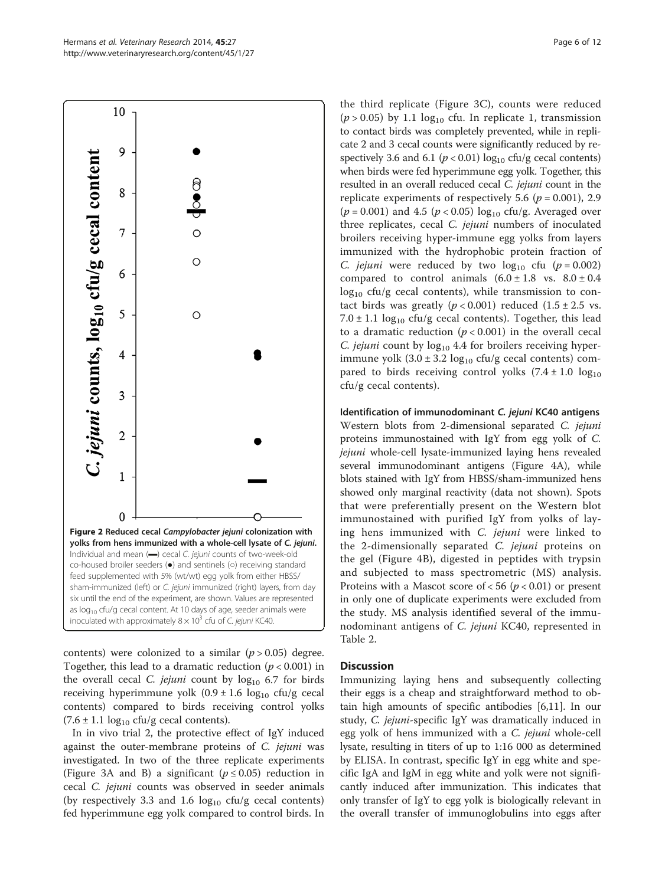10

9

8

7

6

5

4

3

2

1

0

*C. jejuni* counts, $\log_{10}$ cfu/g cecal content

**Figure 2 Reduced cecal *Campylobacter jejuni* colonization with yolks from hens immunized with a whole-cell lysate of *C. jejuni*.** Individual and mean (▬) cecal *C. jejuni* counts of two-week-old co-housed broiler seeders (●) and sentinels (○) receiving standard feed supplemented with 5% (wt/wt) egg yolk from either HBSS/sham-immunized (left) or *C. jejuni* immunized (right) layers, from day six until the end of the experiment, are shown. Values are represented as $\log_{10}$ cfu/g cecal content. At 10 days of age, seeder animals were inoculated with approximately $8 \times 10^3$ cfu of *C. jejuni* KC40.

contents) were colonized to a similar ($p > 0.05$) degree. Together, this lead to a dramatic reduction ($p < 0.001$) in the overall cecal *C. jejuni* count by $\log_{10}$ 6.7 for birds receiving hyperimmune yolk ($0.9 \pm 1.6$ $\log_{10}$ cfu/g cecal contents) compared to birds receiving control yolks ($7.6 \pm 1.1$ $\log_{10}$ cfu/g cecal contents).

In in vivo trial 2, the protective effect of IgY induced against the outer-membrane proteins of *C. jejuni* was investigated. In two of the three replicate experiments (Figure 3A and B) a significant ($p \leq 0.05$) reduction in cecal *C. jejuni* counts was observed in seeder animals (by respectively 3.3 and 1.6 $\log_{10}$ cfu/g cecal contents) fed hyperimmune egg yolk compared to control birds. In the third replicate (Figure 3C), counts were reduced ($p > 0.05$) by 1.1 $\log_{10}$ cfu. In replicate 1, transmission to contact birds was completely prevented, while in replicate 2 and 3 cecal counts were significantly reduced by respectively 3.6 and 6.1 ($p < 0.01$) $\log_{10}$ cfu/g cecal contents) when birds were fed hyperimmune egg yolk. Together, this resulted in an overall reduced cecal *C. jejuni* count in the replicate experiments of respectively 5.6 ($p = 0.001$), 2.9 ($p = 0.001$) and 4.5 ($p < 0.05$) $\log_{10}$ cfu/g. Averaged over three replicates, cecal *C. jejuni* numbers of inoculated broilers receiving hyper-immune egg yolks from layers immunized with the hydrophobic protein fraction of *C. jejuni* were reduced by two $\log_{10}$ cfu ($p = 0.002$) compared to control animals ($6.0 \pm 1.8$ vs. $8.0 \pm 0.4$ $\log_{10}$ cfu/g cecal contents), while transmission to contact birds was greatly ($p < 0.001$) reduced ($1.5 \pm 2.5$ vs. $7.0 \pm 1.1$ $\log_{10}$ cfu/g cecal contents). Together, this lead to a dramatic reduction ($p < 0.001$) in the overall cecal *C. jejuni* count by $\log_{10}$ 4.4 for broilers receiving hyperimmune yolk ($3.0 \pm 3.2$ $\log_{10}$ cfu/g cecal contents) compared to birds receiving control yolks ($7.4 \pm 1.0$ $\log_{10}$ cfu/g cecal contents).

### Identification of immunodominant *C. jejuni* KC40 antigens

Western blots from 2-dimensional separated *C. jejuni* proteins immunostained with IgY from egg yolk of *C. jejuni* whole-cell lysate-immunized laying hens revealed several immunodominant antigens (Figure 4A), while blots stained with IgY from HBSS/sham-immunized hens showed only marginal reactivity (data not shown). Spots that were preferentially present on the Western blot immunostained with purified IgY from yolks of laying hens immunized with *C. jejuni* were linked to the 2-dimensionally separated *C. jejuni* proteins on the gel (Figure 4B), digested in peptides with trypsin and subjected to mass spectrometric (MS) analysis. Proteins with a Mascot score of < 56 ($p < 0.01$) or present in only one of duplicate experiments were excluded from the study. MS analysis identified several of the immunodominant antigens of *C. jejuni* KC40, represented in Table 2.

## Discussion

Immunizing laying hens and subsequently collecting their eggs is a cheap and straightforward method to obtain high amounts of specific antibodies [6,11]. In our study, *C. jejuni*-specific IgY was dramatically induced in egg yolk of hens immunized with a *C. jejuni* whole-cell lysate, resulting in titers of up to 1:16 000 as determined by ELISA. In contrast, specific IgY in egg white and specific IgA and IgM in egg white and yolk were not significantly induced after immunization. This indicates that only transfer of IgY to egg yolk is biologically relevant in the overall transfer of immunoglobulins into eggs after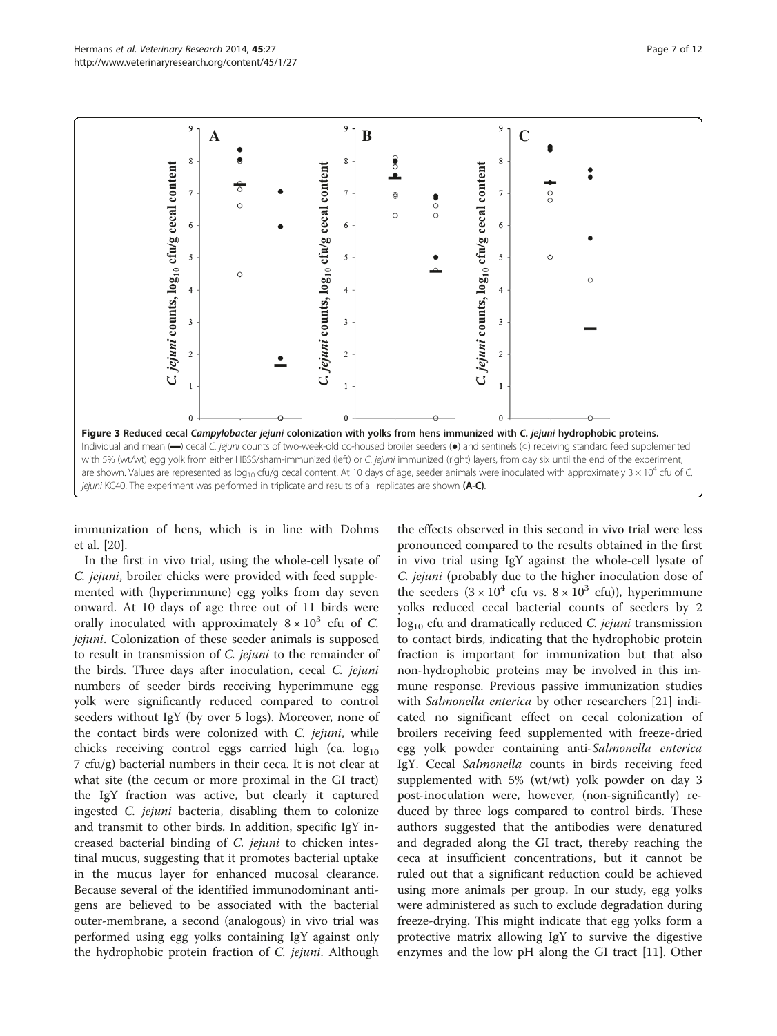A

B

C

C. jejuni counts, $\log_{10}$ cfu/g cecal content

9
8
7
6
5
4
3
2
1
0

**Figure 3 Reduced cecal *Campylobacter jejuni* colonization with yolks from hens immunized with *C. jejuni* hydrophobic proteins.** Individual and mean (▬) cecal *C. jejuni* counts of two-week-old co-housed broiler seeders (●) and sentinels (○) receiving standard feed supplemented with 5% (wt/wt) egg yolk from either HBSS/sham-immunized (left) or *C. jejuni* immunized (right) layers, from day six until the end of the experiment, are shown. Values are represented as $\log_{10}$ cfu/g cecal content. At 10 days of age, seeder animals were inoculated with approximately $3 \times 10^4$ cfu of *C. jejuni* KC40. The experiment was performed in triplicate and results of all replicates are shown **(A-C)**.

immunization of hens, which is in line with Dohms et al. [20].

In the first in vivo trial, using the whole-cell lysate of *C. jejuni*, broiler chicks were provided with feed supplemented with (hyperimmune) egg yolks from day seven onward. At 10 days of age three out of 11 birds were orally inoculated with approximately $8 \times 10^3$ cfu of *C. jejuni*. Colonization of these seeder animals is supposed to result in transmission of *C. jejuni* to the remainder of the birds. Three days after inoculation, cecal *C. jejuni* numbers of seeder birds receiving hyperimmune egg yolk were significantly reduced compared to control seeders without IgY (by over 5 logs). Moreover, none of the contact birds were colonized with *C. jejuni*, while chicks receiving control eggs carried high (ca. $\log_{10}$ 7 cfu/g) bacterial numbers in their ceca. It is not clear at what site (the cecum or more proximal in the GI tract) the IgY fraction was active, but clearly it captured ingested *C. jejuni* bacteria, disabling them to colonize and transmit to other birds. In addition, specific IgY increased bacterial binding of *C. jejuni* to chicken intestinal mucus, suggesting that it promotes bacterial uptake in the mucus layer for enhanced mucosal clearance. Because several of the identified immunodominant antigens are believed to be associated with the bacterial outer-membrane, a second (analogous) in vivo trial was performed using egg yolks containing IgY against only the hydrophobic protein fraction of *C. jejuni*. Although the effects observed in this second in vivo trial were less pronounced compared to the results obtained in the first in vivo trial using IgY against the whole-cell lysate of *C. jejuni* (probably due to the higher inoculation dose of the seeders ($3 \times 10^4$ cfu vs. $8 \times 10^3$ cfu)), hyperimmune yolks reduced cecal bacterial counts of seeders by 2 $\log_{10}$ cfu and dramatically reduced *C. jejuni* transmission to contact birds, indicating that the hydrophobic protein fraction is important for immunization but that also non-hydrophobic proteins may be involved in this immune response. Previous passive immunization studies with *Salmonella enterica* by other researchers [21] indicated no significant effect on cecal colonization of broilers receiving feed supplemented with freeze-dried egg yolk powder containing anti-*Salmonella enterica* IgY. Cecal *Salmonella* counts in birds receiving feed supplemented with 5% (wt/wt) yolk powder on day 3 post-inoculation were, however, (non-significantly) reduced by three logs compared to control birds. These authors suggested that the antibodies were denatured and degraded along the GI tract, thereby reaching the ceca at insufficient concentrations, but it cannot be ruled out that a significant reduction could be achieved using more animals per group. In our study, egg yolks were administered as such to exclude degradation during freeze-drying. This might indicate that egg yolks form a protective matrix allowing IgY to survive the digestive enzymes and the low pH along the GI tract [11]. Other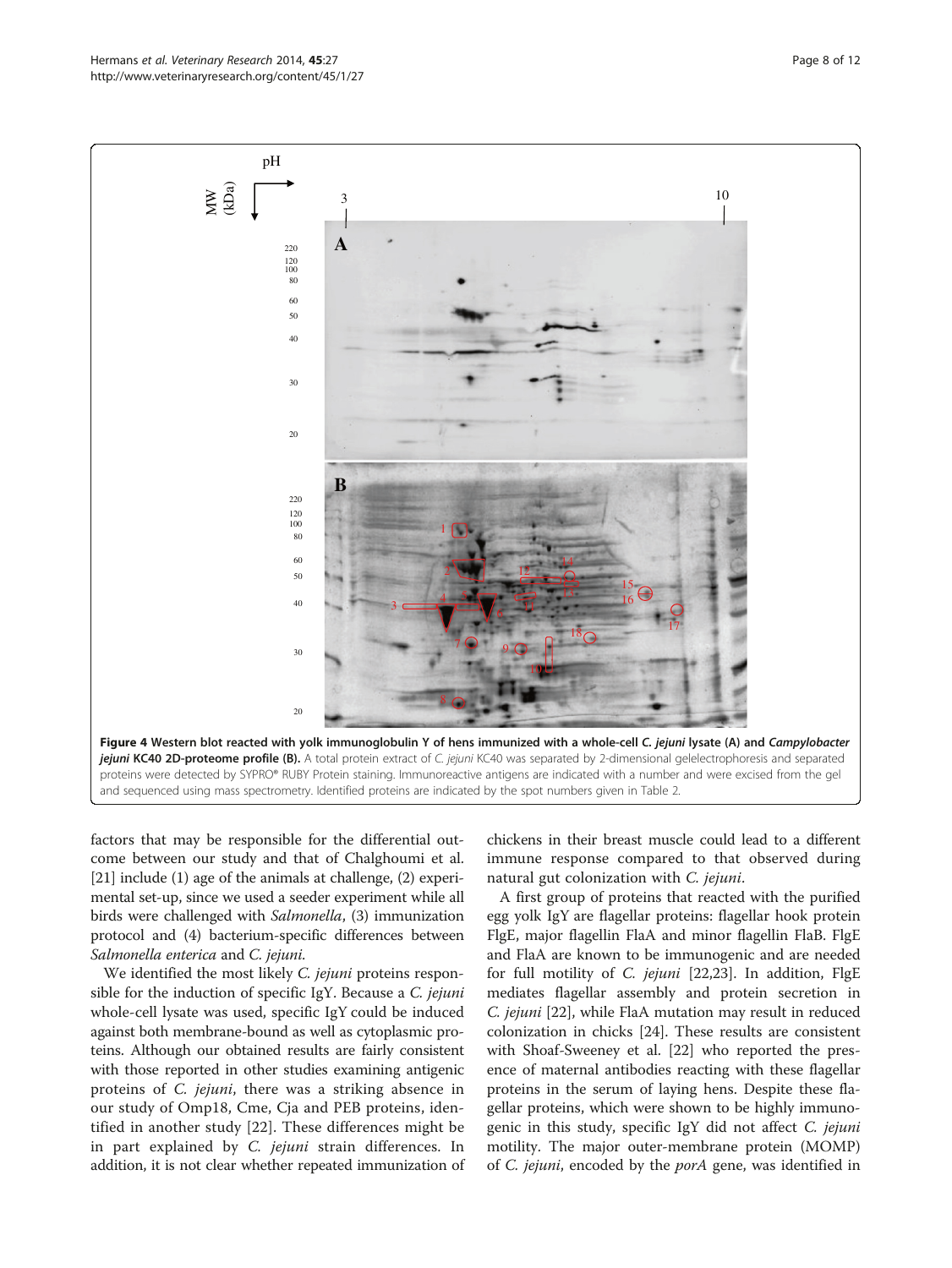pH

MW (kDa)

3

10

A

220
120
100
80
60
50
40
30
20

B

220
120
100
80
60
50
40
30
20

1
2
3
4
5
6
7
8
9
10
11
12
13
14
15
16
17
18

**Figure 4 Western blot reacted with yolk immunoglobulin Y of hens immunized with a whole-cell *C. jejuni* lysate (A) and *Campylobacter jejuni* KC40 2D-proteome profile (B).** A total protein extract of *C. jejuni* KC40 was separated by 2-dimensional gelelectrophoresis and separated proteins were detected by SYPRO® RUBY Protein staining. Immunoreactive antigens are indicated with a number and were excised from the gel and sequenced using mass spectrometry. Identified proteins are indicated by the spot numbers given in Table 2.

factors that may be responsible for the differential outcome between our study and that of Chalghoumi et al. [21] include (1) age of the animals at challenge, (2) experimental set-up, since we used a seeder experiment while all birds were challenged with *Salmonella*, (3) immunization protocol and (4) bacterium-specific differences between *Salmonella enterica* and *C. jejuni*.

We identified the most likely *C. jejuni* proteins responsible for the induction of specific IgY. Because a *C. jejuni* whole-cell lysate was used, specific IgY could be induced against both membrane-bound as well as cytoplasmic proteins. Although our obtained results are fairly consistent with those reported in other studies examining antigenic proteins of *C. jejuni*, there was a striking absence in our study of Omp18, Cme, Cja and PEB proteins, identified in another study [22]. These differences might be in part explained by *C. jejuni* strain differences. In addition, it is not clear whether repeated immunization of chickens in their breast muscle could lead to a different immune response compared to that observed during natural gut colonization with *C. jejuni*.

A first group of proteins that reacted with the purified egg yolk IgY are flagellar proteins: flagellar hook protein FlgE, major flagellin FlaA and minor flagellin FlaB. FlgE and FlaA are known to be immunogenic and are needed for full motility of *C. jejuni* [22,23]. In addition, FlgE mediates flagellar assembly and protein secretion in *C. jejuni* [22], while FlaA mutation may result in reduced colonization in chicks [24]. These results are consistent with Shoaf-Sweeney et al. [22] who reported the presence of maternal antibodies reacting with these flagellar proteins in the serum of laying hens. Despite these flagellar proteins, which were shown to be highly immunogenic in this study, specific IgY did not affect *C. jejuni* motility. The major outer-membrane protein (MOMP) of *C. jejuni*, encoded by the *porA* gene, was identified in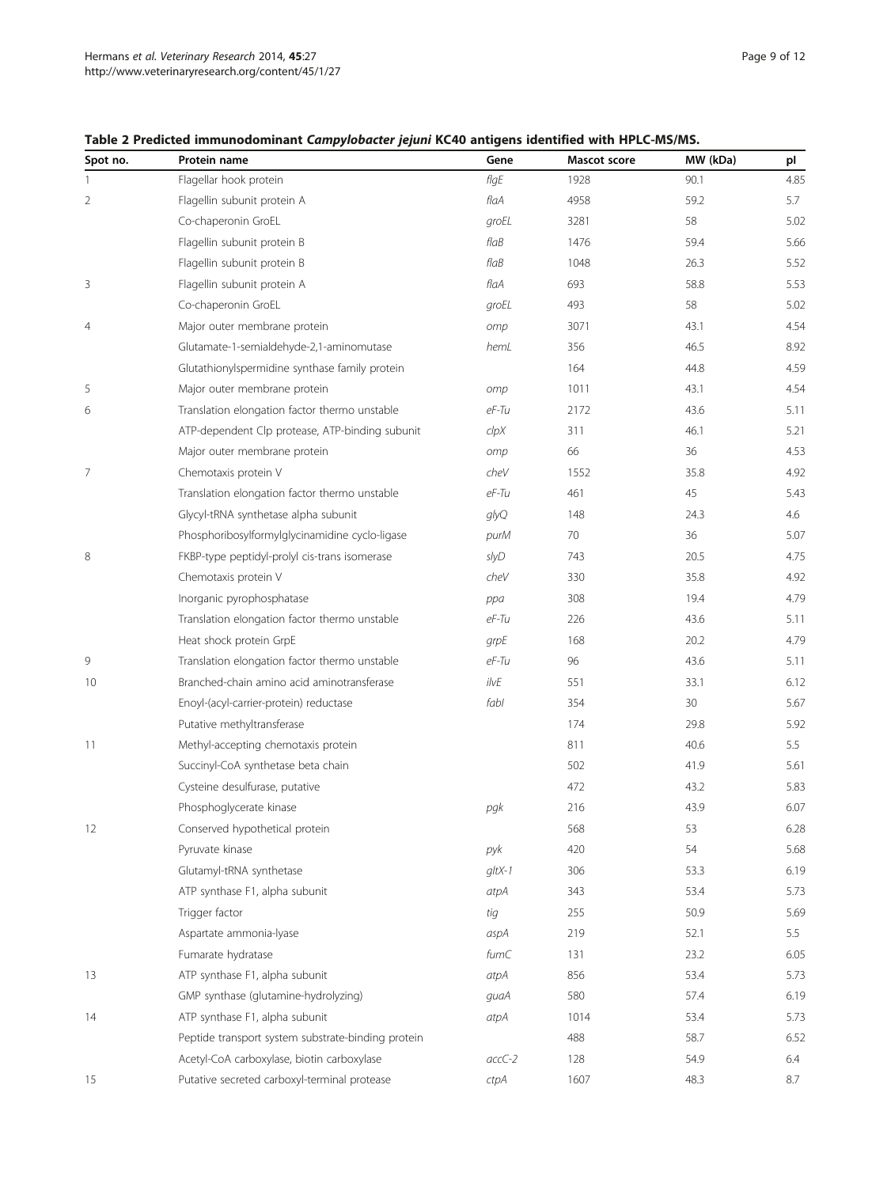**Table 2 Predicted immunodominant *Campylobacter jejuni* KC40 antigens identified with HPLC-MS/MS.**

| Spot no. | Protein name | Gene | Mascot score | MW (kDa) | pI |
|---|---|---|---|---|---|
| 1 | Flagellar hook protein | *flgE* | 1928 | 90.1 | 4.85 |
| 2 | Flagellin subunit protein A | *flaA* | 4958 | 59.2 | 5.7 |
| | Co-chaperonin GroEL | *groEL* | 3281 | 58 | 5.02 |
| | Flagellin subunit protein B | *flaB* | 1476 | 59.4 | 5.66 |
| | Flagellin subunit protein B | *flaB* | 1048 | 26.3 | 5.52 |
| 3 | Flagellin subunit protein A | *flaA* | 693 | 58.8 | 5.53 |
| | Co-chaperonin GroEL | *groEL* | 493 | 58 | 5.02 |
| 4 | Major outer membrane protein | *omp* | 3071 | 43.1 | 4.54 |
| | Glutamate-1-semialdehyde-2,1-aminomutase | *hemL* | 356 | 46.5 | 8.92 |
| | Glutathionylspermidine synthase family protein | | 164 | 44.8 | 4.59 |
| 5 | Major outer membrane protein | *omp* | 1011 | 43.1 | 4.54 |
| 6 | Translation elongation factor thermo unstable | *eF-Tu* | 2172 | 43.6 | 5.11 |
| | ATP-dependent Clp protease, ATP-binding subunit | *clpX* | 311 | 46.1 | 5.21 |
| | Major outer membrane protein | *omp* | 66 | 36 | 4.53 |
| 7 | Chemotaxis protein V | *cheV* | 1552 | 35.8 | 4.92 |
| | Translation elongation factor thermo unstable | *eF-Tu* | 461 | 45 | 5.43 |
| | Glycyl-tRNA synthetase alpha subunit | *glyQ* | 148 | 24.3 | 4.6 |
| | Phosphoribosylformylglycinamidine cyclo-ligase | *purM* | 70 | 36 | 5.07 |
| 8 | FKBP-type peptidyl-prolyl cis-trans isomerase | *slyD* | 743 | 20.5 | 4.75 |
| | Chemotaxis protein V | *cheV* | 330 | 35.8 | 4.92 |
| | Inorganic pyrophosphatase | *ppa* | 308 | 19.4 | 4.79 |
| | Translation elongation factor thermo unstable | *eF-Tu* | 226 | 43.6 | 5.11 |
| | Heat shock protein GrpE | *grpE* | 168 | 20.2 | 4.79 |
| 9 | Translation elongation factor thermo unstable | *eF-Tu* | 96 | 43.6 | 5.11 |
| 10 | Branched-chain amino acid aminotransferase | *ilvE* | 551 | 33.1 | 6.12 |
| | Enoyl-(acyl-carrier-protein) reductase | *fabI* | 354 | 30 | 5.67 |
| | Putative methyltransferase | | 174 | 29.8 | 5.92 |
| 11 | Methyl-accepting chemotaxis protein | | 811 | 40.6 | 5.5 |
| | Succinyl-CoA synthetase beta chain | | 502 | 41.9 | 5.61 |
| | Cysteine desulfurase, putative | | 472 | 43.2 | 5.83 |
| | Phosphoglycerate kinase | *pgk* | 216 | 43.9 | 6.07 |
| 12 | Conserved hypothetical protein | | 568 | 53 | 6.28 |
| | Pyruvate kinase | *pyk* | 420 | 54 | 5.68 |
| | Glutamyl-tRNA synthetase | *gltX-1* | 306 | 53.3 | 6.19 |
| | ATP synthase F1, alpha subunit | *atpA* | 343 | 53.4 | 5.73 |
| | Trigger factor | *tig* | 255 | 50.9 | 5.69 |
| | Aspartate ammonia-lyase | *aspA* | 219 | 52.1 | 5.5 |
| | Fumarate hydratase | *fumC* | 131 | 23.2 | 6.05 |
| 13 | ATP synthase F1, alpha subunit | *atpA* | 856 | 53.4 | 5.73 |
| | GMP synthase (glutamine-hydrolyzing) | *guaA* | 580 | 57.4 | 6.19 |
| 14 | ATP synthase F1, alpha subunit | *atpA* | 1014 | 53.4 | 5.73 |
| | Peptide transport system substrate-binding protein | | 488 | 58.7 | 6.52 |
| | Acetyl-CoA carboxylase, biotin carboxylase | *accC-2* | 128 | 54.9 | 6.4 |
| 15 | Putative secreted carboxyl-terminal protease | *ctpA* | 1607 | 48.3 | 8.7 |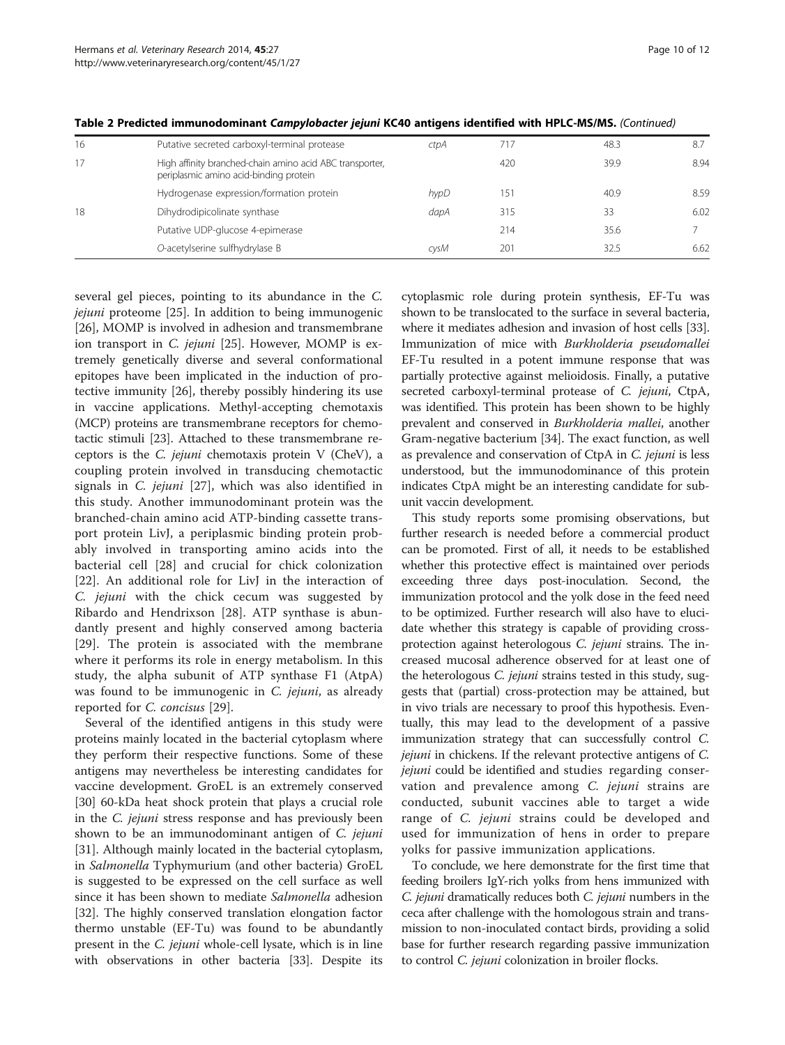**Table 2 Predicted immunodominant *Campylobacter jejuni* KC40 antigens identified with HPLC-MS/MS.** *(Continued)*

| | | | | | |
|---|---|---|---|---|---|
| 16 | Putative secreted carboxyl-terminal protease | *ctpA* | 717 | 48.3 | 8.7 |
| 17 | High affinity branched-chain amino acid ABC transporter, periplasmic amino acid-binding protein | | 420 | 39.9 | 8.94 |
| | Hydrogenase expression/formation protein | *hypD* | 151 | 40.9 | 8.59 |
| 18 | Dihydrodipicolinate synthase | *dapA* | 315 | 33 | 6.02 |
| | Putative UDP-glucose 4-epimerase | | 214 | 35.6 | 7 |
| | *O*-acetylserine sulfhydrylase B | *cysM* | 201 | 32.5 | 6.62 |

several gel pieces, pointing to its abundance in the *C. jejuni* proteome [25]. In addition to being immunogenic [26], MOMP is involved in adhesion and transmembrane ion transport in *C. jejuni* [25]. However, MOMP is extremely genetically diverse and several conformational epitopes have been implicated in the induction of protective immunity [26], thereby possibly hindering its use in vaccine applications. Methyl-accepting chemotaxis (MCP) proteins are transmembrane receptors for chemotactic stimuli [23]. Attached to these transmembrane receptors is the *C. jejuni* chemotaxis protein V (CheV), a coupling protein involved in transducing chemotactic signals in *C. jejuni* [27], which was also identified in this study. Another immunodominant protein was the branched-chain amino acid ATP-binding cassette transport protein LivJ, a periplasmic binding protein probably involved in transporting amino acids into the bacterial cell [28] and crucial for chick colonization [22]. An additional role for LivJ in the interaction of *C. jejuni* with the chick cecum was suggested by Ribardo and Hendrixson [28]. ATP synthase is abundantly present and highly conserved among bacteria [29]. The protein is associated with the membrane where it performs its role in energy metabolism. In this study, the alpha subunit of ATP synthase F1 (AtpA) was found to be immunogenic in *C. jejuni*, as already reported for *C. concisus* [29].

Several of the identified antigens in this study were proteins mainly located in the bacterial cytoplasm where they perform their respective functions. Some of these antigens may nevertheless be interesting candidates for vaccine development. GroEL is an extremely conserved [30] 60-kDa heat shock protein that plays a crucial role in the *C. jejuni* stress response and has previously been shown to be an immunodominant antigen of *C. jejuni* [31]. Although mainly located in the bacterial cytoplasm, in *Salmonella* Typhymurium (and other bacteria) GroEL is suggested to be expressed on the cell surface as well since it has been shown to mediate *Salmonella* adhesion [32]. The highly conserved translation elongation factor thermo unstable (EF-Tu) was found to be abundantly present in the *C. jejuni* whole-cell lysate, which is in line with observations in other bacteria [33]. Despite its cytoplasmic role during protein synthesis, EF-Tu was shown to be translocated to the surface in several bacteria, where it mediates adhesion and invasion of host cells [33]. Immunization of mice with *Burkholderia pseudomallei* EF-Tu resulted in a potent immune response that was partially protective against melioidosis. Finally, a putative secreted carboxyl-terminal protease of *C. jejuni*, CtpA, was identified. This protein has been shown to be highly prevalent and conserved in *Burkholderia mallei*, another Gram-negative bacterium [34]. The exact function, as well as prevalence and conservation of CtpA in *C. jejuni* is less understood, but the immunodominance of this protein indicates CtpA might be an interesting candidate for subunit vaccin development.

This study reports some promising observations, but further research is needed before a commercial product can be promoted. First of all, it needs to be established whether this protective effect is maintained over periods exceeding three days post-inoculation. Second, the immunization protocol and the yolk dose in the feed need to be optimized. Further research will also have to elucidate whether this strategy is capable of providing cross-protection against heterologous *C. jejuni* strains. The increased mucosal adherence observed for at least one of the heterologous *C. jejuni* strains tested in this study, suggests that (partial) cross-protection may be attained, but in vivo trials are necessary to proof this hypothesis. Eventually, this may lead to the development of a passive immunization strategy that can successfully control *C. jejuni* in chickens. If the relevant protective antigens of *C. jejuni* could be identified and studies regarding conservation and prevalence among *C. jejuni* strains are conducted, subunit vaccines able to target a wide range of *C. jejuni* strains could be developed and used for immunization of hens in order to prepare yolks for passive immunization applications.

To conclude, we here demonstrate for the first time that feeding broilers IgY-rich yolks from hens immunized with *C. jejuni* dramatically reduces both *C. jejuni* numbers in the ceca after challenge with the homologous strain and transmission to non-inoculated contact birds, providing a solid base for further research regarding passive immunization to control *C. jejuni* colonization in broiler flocks.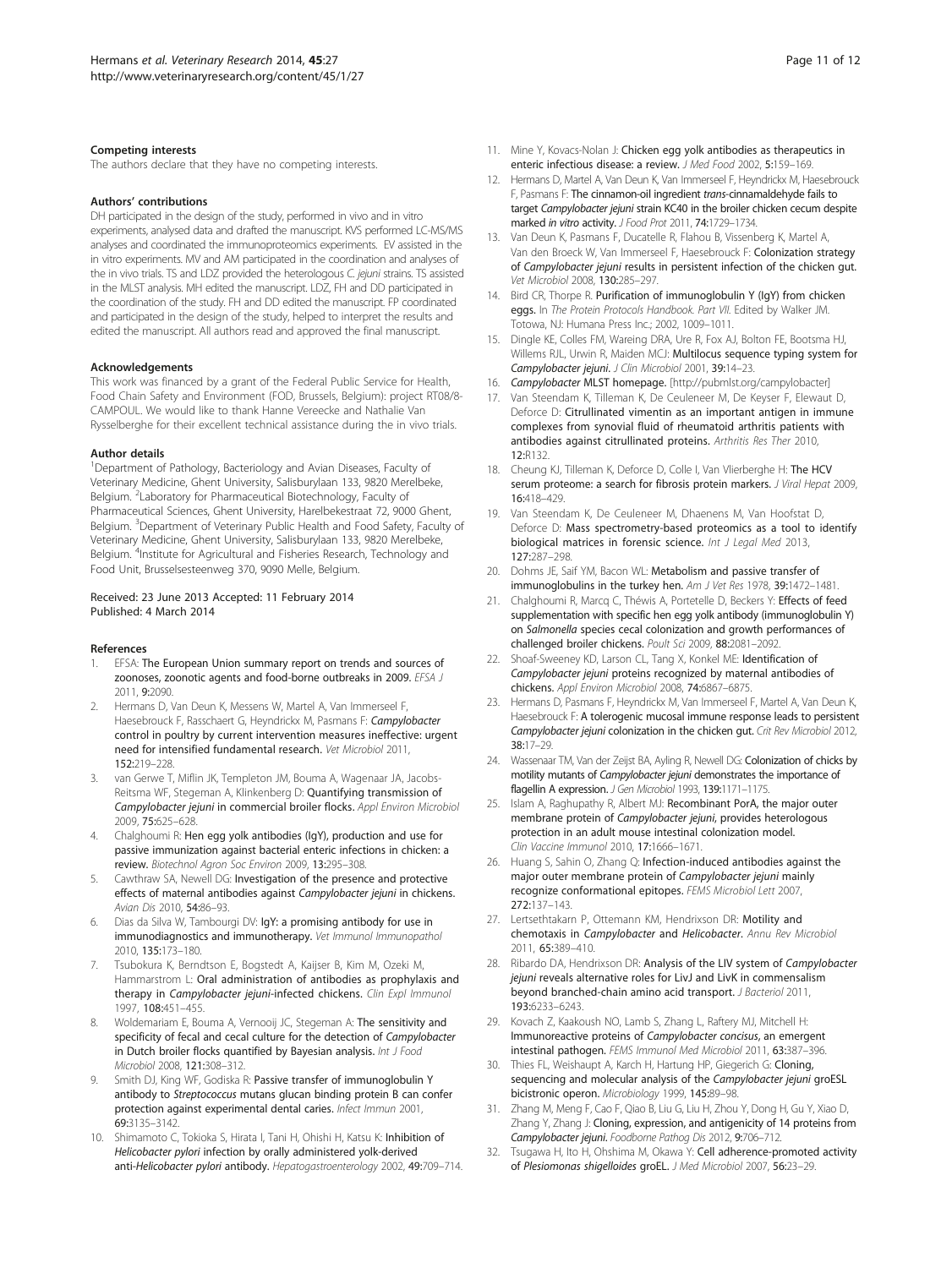### Competing interests

The authors declare that they have no competing interests.

### Authors' contributions

DH participated in the design of the study, performed in vivo and in vitro experiments, analysed data and drafted the manuscript. KVS performed LC-MS/MS analyses and coordinated the immunoproteomics experiments. EV assisted in the in vitro experiments. MV and AM participated in the coordination and analyses of the in vivo trials. TS and LDZ provided the heterologous *C. jejuni* strains. TS assisted in the MLST analysis. MH edited the manuscript. LDZ, FH and DD participated in the coordination of the study. FH and DD edited the manuscript. FP coordinated and participated in the design of the study, helped to interpret the results and edited the manuscript. All authors read and approved the final manuscript.

### Acknowledgements

This work was financed by a grant of the Federal Public Service for Health, Food Chain Safety and Environment (FOD, Brussels, Belgium): project RT08/8-CAMPOUL. We would like to thank Hanne Vereecke and Nathalie Van Rysselberghe for their excellent technical assistance during the in vivo trials.

### Author details

[1]Department of Pathology, Bacteriology and Avian Diseases, Faculty of Veterinary Medicine, Ghent University, Salisburylaan 133, 9820 Merelbeke, Belgium. [2]Laboratory for Pharmaceutical Biotechnology, Faculty of Pharmaceutical Sciences, Ghent University, Harelbekestraat 72, 9000 Ghent, Belgium. [3]Department of Veterinary Public Health and Food Safety, Faculty of Veterinary Medicine, Ghent University, Salisburylaan 133, 9820 Merelbeke, Belgium. [4]Institute for Agricultural and Fisheries Research, Technology and Food Unit, Brusselsesteenweg 370, 9090 Melle, Belgium.

Received: 23 June 2013 Accepted: 11 February 2014
Published: 4 March 2014

### References

1. EFSA: **The European Union summary report on trends and sources of zoonoses, zoonotic agents and food-borne outbreaks in 2009.** *EFSA J* 2011, **9:**2090.
2. Hermans D, Van Deun K, Messens W, Martel A, Van Immerseel F, Haesebrouck F, Rasschaert G, Heyndrickx M, Pasmans F: ***Campylobacter* control in poultry by current intervention measures ineffective: urgent need for intensified fundamental research.** *Vet Microbiol* 2011, **152:**219–228.
3. van Gerwe T, Miflin JK, Templeton JM, Bouma A, Wagenaar JA, Jacobs-Reitsma WF, Stegeman A, Klinkenberg D: **Quantifying transmission of *Campylobacter jejuni* in commercial broiler flocks.** *Appl Environ Microbiol* 2009, **75:**625–628.
4. Chalghoumi R: **Hen egg yolk antibodies (IgY), production and use for passive immunization against bacterial enteric infections in chicken: a review.** *Biotechnol Agron Soc Environ* 2009, **13:**295–308.
5. Cawthraw SA, Newell DG: **Investigation of the presence and protective effects of maternal antibodies against *Campylobacter jejuni* in chickens.** *Avian Dis* 2010, **54:**86–93.
6. Dias da Silva W, Tambourgi DV: **IgY: a promising antibody for use in immunodiagnostics and immunotherapy.** *Vet Immunol Immunopathol* 2010, **135:**173–180.
7. Tsubokura K, Berndtson E, Bogstedt A, Kaijser B, Kim M, Ozeki M, Hammarstrom L: **Oral administration of antibodies as prophylaxis and therapy in *Campylobacter jejuni*-infected chickens.** *Clin Expl Immunol* 1997, **108:**451–455.
8. Woldemariam E, Bouma A, Vernooij JC, Stegeman A: **The sensitivity and specificity of fecal and cecal culture for the detection of *Campylobacter* in Dutch broiler flocks quantified by Bayesian analysis.** *Int J Food Microbiol* 2008, **121:**308–312.
9. Smith DJ, King WF, Godiska R: **Passive transfer of immunoglobulin Y antibody to *Streptococcus* mutans glucan binding protein B can confer protection against experimental dental caries.** *Infect Immun* 2001, **69:**3135–3142.
10. Shimamoto C, Tokioka S, Hirata I, Tani H, Ohishi H, Katsu K: **Inhibition of *Helicobacter pylori* infection by orally administered yolk-derived anti-*Helicobacter pylori* antibody.** *Hepatogastroenterology* 2002, **49:**709–714.
11. Mine Y, Kovacs-Nolan J: **Chicken egg yolk antibodies as therapeutics in enteric infectious disease: a review.** *J Med Food* 2002, **5:**159–169.
12. Hermans D, Martel A, Van Deun K, Van Immerseel F, Heyndrickx M, Haesebrouck F, Pasmans F: **The cinnamon-oil ingredient *trans*-cinnamaldehyde fails to target *Campylobacter jejuni* strain KC40 in the broiler chicken cecum despite marked *in vitro* activity.** *J Food Prot* 2011, **74:**1729–1734.
13. Van Deun K, Pasmans F, Ducatelle R, Flahou B, Vissenberg K, Martel A, Van den Broeck W, Van Immerseel F, Haesebrouck F: **Colonization strategy of *Campylobacter jejuni* results in persistent infection of the chicken gut.** *Vet Microbiol* 2008, **130:**285–297.
14. Bird CR, Thorpe R: **Purification of immunoglobulin Y (IgY) from chicken eggs.** In *The Protein Protocols Handbook. Part VII.* Edited by Walker JM. Totowa, NJ: Humana Press Inc.; 2002, 1009–1011.
15. Dingle KE, Colles FM, Wareing DRA, Ure R, Fox AJ, Bolton FE, Bootsma HJ, Willems RJL, Urwin R, Maiden MCJ: **Multilocus sequence typing system for *Campylobacter jejuni*.** *J Clin Microbiol* 2001, **39:**14–23.
16. ***Campylobacter* MLST homepage.** [http://pubmlst.org/campylobacter]
17. Van Steendam K, Tilleman K, De Ceuleneer M, De Keyser F, Elewaut D, Deforce D: **Citrullinated vimentin as an important antigen in immune complexes from synovial fluid of rheumatoid arthritis patients with antibodies against citrullinated proteins.** *Arthritis Res Ther* 2010, **12:**R132.
18. Cheung KJ, Tilleman K, Deforce D, Colle I, Van Vlierberghe H: **The HCV serum proteome: a search for fibrosis protein markers.** *J Viral Hepat* 2009, **16:**418–429.
19. Van Steendam K, De Ceuleneer M, Dhaenens M, Van Hoofstat D, Deforce D: **Mass spectrometry-based proteomics as a tool to identify biological matrices in forensic science.** *Int J Legal Med* 2013, **127:**287–298.
20. Dohms JE, Saif YM, Bacon WL: **Metabolism and passive transfer of immunoglobulins in the turkey hen.** *Am J Vet Res* 1978, **39:**1472–1481.
21. Chalghoumi R, Marcq C, Théwis A, Portetelle D, Beckers Y: **Effects of feed supplementation with specific hen egg yolk antibody (immunoglobulin Y) on *Salmonella* species cecal colonization and growth performances of challenged broiler chickens.** *Poult Sci* 2009, **88:**2081–2092.
22. Shoaf-Sweeney KD, Larson CL, Tang X, Konkel ME: **Identification of *Campylobacter jejuni* proteins recognized by maternal antibodies of chickens.** *Appl Environ Microbiol* 2008, **74:**6867–6875.
23. Hermans D, Pasmans F, Heyndrickx M, Van Immerseel F, Martel A, Van Deun K, Haesebrouck F: **A tolerogenic mucosal immune response leads to persistent *Campylobacter jejuni* colonization in the chicken gut.** *Crit Rev Microbiol* 2012, **38:**17–29.
24. Wassenaar TM, Van der Zeijst BA, Ayling R, Newell DG: **Colonization of chicks by motility mutants of *Campylobacter jejuni* demonstrates the importance of flagellin A expression.** *J Gen Microbiol* 1993, **139:**1171–1175.
25. Islam A, Raghupathy R, Albert MJ: **Recombinant PorA, the major outer membrane protein of *Campylobacter jejuni*, provides heterologous protection in an adult mouse intestinal colonization model.** *Clin Vaccine Immunol* 2010, **17:**1666–1671.
26. Huang S, Sahin O, Zhang Q: **Infection-induced antibodies against the major outer membrane protein of *Campylobacter jejuni* mainly recognize conformational epitopes.** *FEMS Microbiol Lett* 2007, **272:**137–143.
27. Lertsethtakarn P, Ottemann KM, Hendrixson DR: **Motility and chemotaxis in *Campylobacter* and *Helicobacter*.** *Annu Rev Microbiol* 2011, **65:**389–410.
28. Ribardo DA, Hendrixson DR: **Analysis of the LIV system of *Campylobacter jejuni* reveals alternative roles for LivJ and LivK in commensalism beyond branched-chain amino acid transport.** *J Bacteriol* 2011, **193:**6233–6243.
29. Kovach Z, Kaakoush NO, Lamb S, Zhang L, Raftery MJ, Mitchell H: **Immunoreactive proteins of *Campylobacter concisus*, an emergent intestinal pathogen.** *FEMS Immunol Med Microbiol* 2011, **63:**387–396.
30. Thies FL, Weishaupt A, Karch H, Hartung HP, Giegerich G: **Cloning, sequencing and molecular analysis of the *Campylobacter jejuni* groESL bicistronic operon.** *Microbiology* 1999, **145:**89–98.
31. Zhang M, Meng F, Cao F, Qiao B, Liu G, Liu H, Zhou Y, Dong H, Gu Y, Xiao D, Zhang Y, Zhang J: **Cloning, expression, and antigenicity of 14 proteins from *Campylobacter jejuni*.** *Foodborne Pathog Dis* 2012, **9:**706–712.
32. Tsugawa H, Ito H, Ohshima M, Okawa Y: **Cell adherence-promoted activity of *Plesiomonas shigelloides* groEL.** *J Med Microbiol* 2007, **56:**23–29.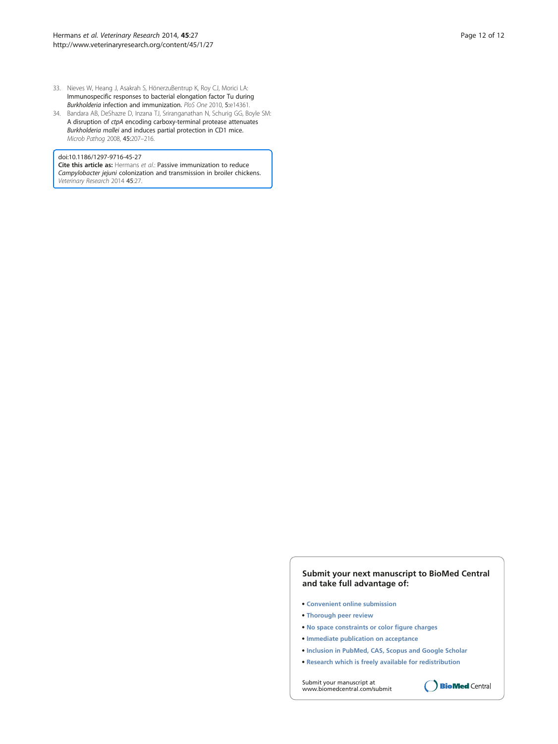33. Nieves W, Heang J, Asakrah S, HönerzuBentrup K, Roy CJ, Morici LA: Immunospecific responses to bacterial elongation factor Tu during *Burkholderia* infection and immunization. *PloS One* 2010, **5:**e14361.
34. Bandara AB, DeShazre D, Inzana TJ, Sriranganathan N, Schurig GG, Boyle SM: A disruption of *ctpA* encoding carboxy-terminal protease attenuates *Burkholderia mallei* and induces partial protection in CD1 mice. *Microb Pathog* 2008, **45:**207–216.

doi:10.1186/1297-9716-45-27
**Cite this article as:** Hermans *et al.*: Passive immunization to reduce *Campylobacter jejuni* colonization and transmission in broiler chickens. *Veterinary Research* 2014 **45**:27.

**Submit your next manuscript to BioMed Central and take full advantage of:**

- **Convenient online submission**
- **Thorough peer review**
- **No space constraints or color figure charges**
- **Immediate publication on acceptance**
- **Inclusion in PubMed, CAS, Scopus and Google Scholar**
- **Research which is freely available for redistribution**

Submit your manuscript at
www.biomedcentral.com/submit

BioMed Central